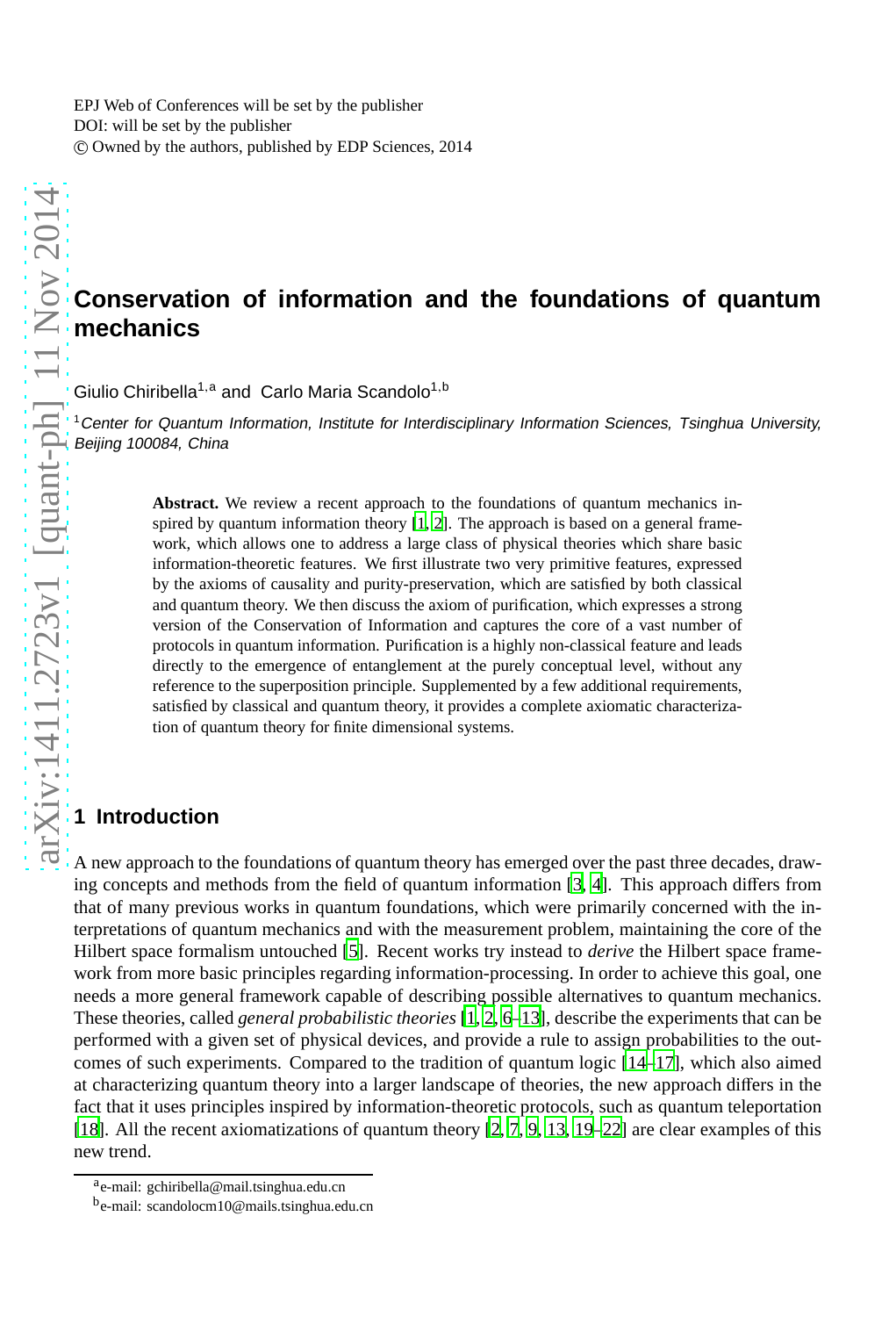# Conservation of information and the foundations of quantum mechanics

Giulio Chiribella[1,a] and Carlo Maria Scandolo[1,b]

[1]*Center for Quantum Information, Institute for Interdisciplinary Information Sciences, Tsinghua University, Beijing 100084, China*

**Abstract.** We review a recent approach to the foundations of quantum mechanics inspired by quantum information theory [1, 2]. The approach is based on a general framework, which allows one to address a large class of physical theories which share basic information-theoretic features. We first illustrate two very primitive features, expressed by the axioms of causality and purity-preservation, which are satisfied by both classical and quantum theory. We then discuss the axiom of purification, which expresses a strong version of the Conservation of Information and captures the core of a vast number of protocols in quantum information. Purification is a highly non-classical feature and leads directly to the emergence of entanglement at the purely conceptual level, without any reference to the superposition principle. Supplemented by a few additional requirements, satisfied by classical and quantum theory, it provides a complete axiomatic characterization of quantum theory for finite dimensional systems.

## 1 Introduction

A new approach to the foundations of quantum theory has emerged over the past three decades, drawing concepts and methods from the field of quantum information [3, 4]. This approach differs from that of many previous works in quantum foundations, which were primarily concerned with the interpretations of quantum mechanics and with the measurement problem, maintaining the core of the Hilbert space formalism untouched [5]. Recent works try instead to *derive* the Hilbert space framework from more basic principles regarding information-processing. In order to achieve this goal, one needs a more general framework capable of describing possible alternatives to quantum mechanics. These theories, called *general probabilistic theories* [1, 2, 6–13], describe the experiments that can be performed with a given set of physical devices, and provide a rule to assign probabilities to the outcomes of such experiments. Compared to the tradition of quantum logic [14–17], which also aimed at characterizing quantum theory into a larger landscape of theories, the new approach differs in the fact that it uses principles inspired by information-theoretic protocols, such as quantum teleportation [18]. All the recent axiomatizations of quantum theory [2, 7, 9, 13, 19–22] are clear examples of this new trend.

[a]e-mail: gchiribella@mail.tsinghua.edu.cn

[b]e-mail: scandolocm10@mails.tsinghua.edu.cn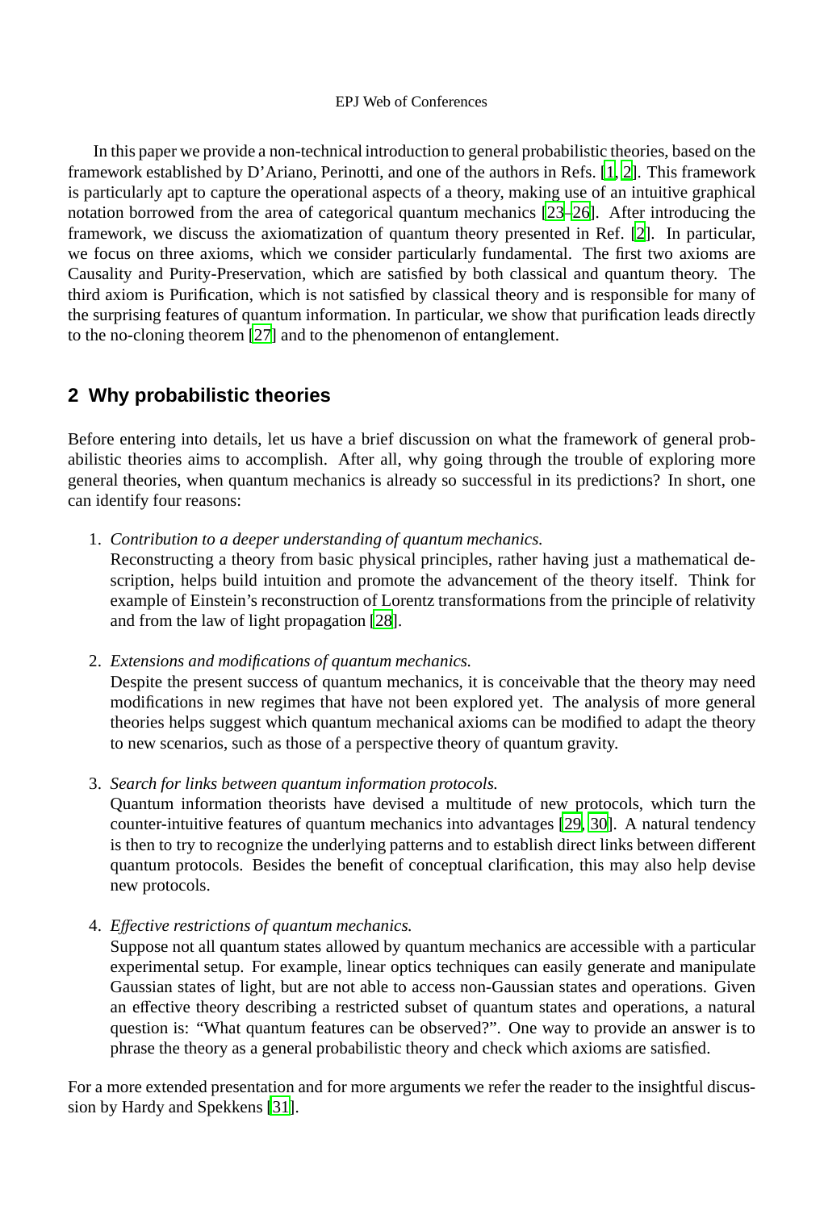In this paper we provide a non-technical introduction to general probabilistic theories, based on the framework established by D'Ariano, Perinotti, and one of the authors in Refs. [1, 2]. This framework is particularly apt to capture the operational aspects of a theory, making use of an intuitive graphical notation borrowed from the area of categorical quantum mechanics [23–26]. After introducing the framework, we discuss the axiomatization of quantum theory presented in Ref. [2]. In particular, we focus on three axioms, which we consider particularly fundamental. The first two axioms are Causality and Purity-Preservation, which are satisfied by both classical and quantum theory. The third axiom is Purification, which is not satisfied by classical theory and is responsible for many of the surprising features of quantum information. In particular, we show that purification leads directly to the no-cloning theorem [27] and to the phenomenon of entanglement.

## 2 Why probabilistic theories

Before entering into details, let us have a brief discussion on what the framework of general probabilistic theories aims to accomplish. After all, why going through the trouble of exploring more general theories, when quantum mechanics is already so successful in its predictions? In short, one can identify four reasons:

1. *Contribution to a deeper understanding of quantum mechanics.*
   Reconstructing a theory from basic physical principles, rather having just a mathematical description, helps build intuition and promote the advancement of the theory itself. Think for example of Einstein's reconstruction of Lorentz transformations from the principle of relativity and from the law of light propagation [28].

2. *Extensions and modifications of quantum mechanics.*
   Despite the present success of quantum mechanics, it is conceivable that the theory may need modifications in new regimes that have not been explored yet. The analysis of more general theories helps suggest which quantum mechanical axioms can be modified to adapt the theory to new scenarios, such as those of a perspective theory of quantum gravity.

3. *Search for links between quantum information protocols.*
   Quantum information theorists have devised a multitude of new protocols, which turn the counter-intuitive features of quantum mechanics into advantages [29, 30]. A natural tendency is then to try to recognize the underlying patterns and to establish direct links between different quantum protocols. Besides the benefit of conceptual clarification, this may also help devise new protocols.

4. *Effective restrictions of quantum mechanics.*
   Suppose not all quantum states allowed by quantum mechanics are accessible with a particular experimental setup. For example, linear optics techniques can easily generate and manipulate Gaussian states of light, but are not able to access non-Gaussian states and operations. Given an effective theory describing a restricted subset of quantum states and operations, a natural question is: "What quantum features can be observed?". One way to provide an answer is to phrase the theory as a general probabilistic theory and check which axioms are satisfied.

For a more extended presentation and for more arguments we refer the reader to the insightful discussion by Hardy and Spekkens [31].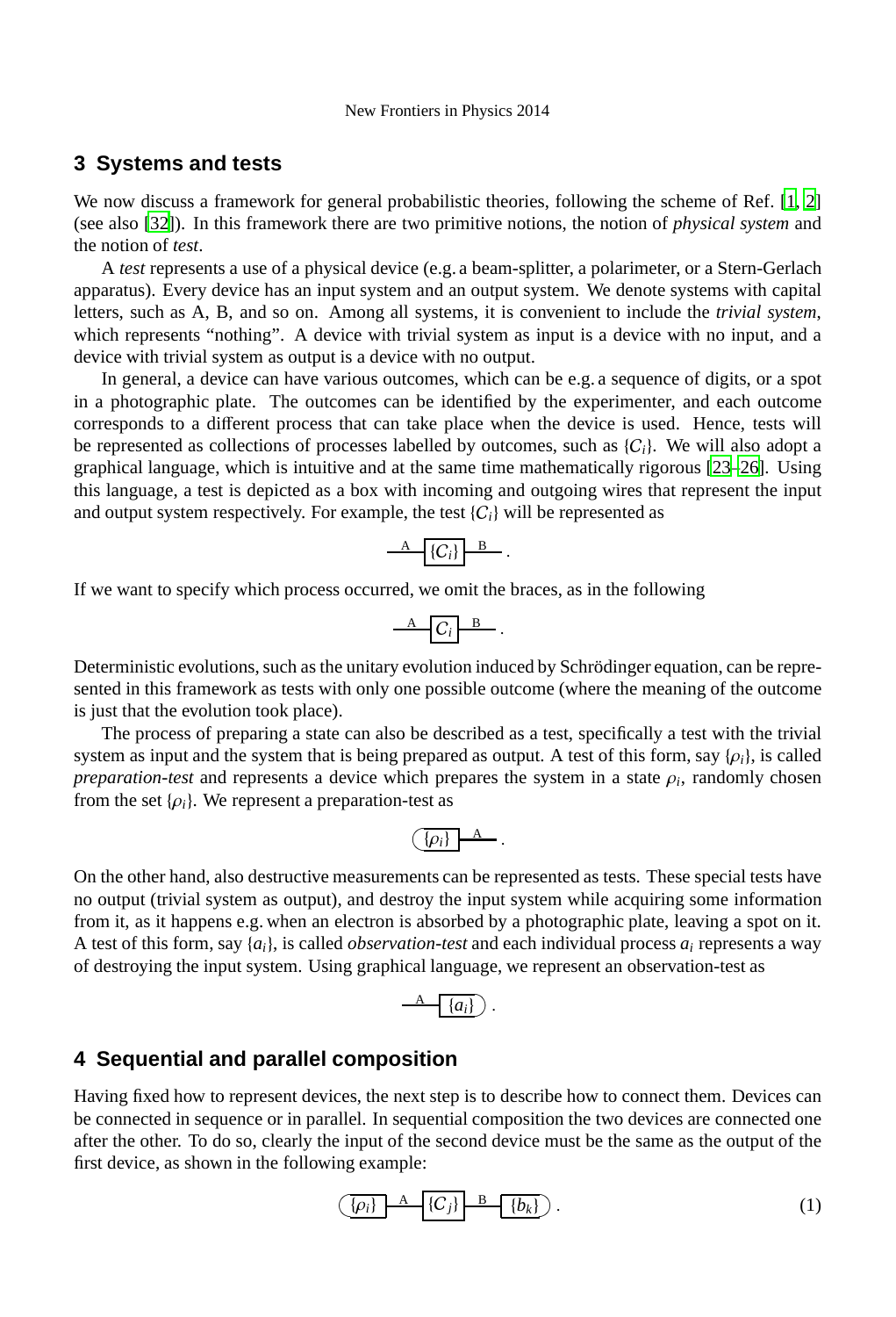## 3 Systems and tests

We now discuss a framework for general probabilistic theories, following the scheme of Ref. [1, 2] (see also [32]). In this framework there are two primitive notions, the notion of *physical system* and the notion of *test*.

A *test* represents a use of a physical device (e.g. a beam-splitter, a polarimeter, or a Stern-Gerlach apparatus). Every device has an input system and an output system. We denote systems with capital letters, such as A, B, and so on. Among all systems, it is convenient to include the *trivial system*, which represents "nothing". A device with trivial system as input is a device with no input, and a device with trivial system as output is a device with no output.

In general, a device can have various outcomes, which can be e.g. a sequence of digits, or a spot in a photographic plate. The outcomes can be identified by the experimenter, and each outcome corresponds to a different process that can take place when the device is used. Hence, tests will be represented as collections of processes labelled by outcomes, such as $\{C_i\}$. We will also adopt a graphical language, which is intuitive and at the same time mathematically rigorous [23–26]. Using this language, a test is depicted as a box with incoming and outgoing wires that represent the input and output system respectively. For example, the test $\{C_i\}$ will be represented as

$$\xrightarrow{\text{A}} \boxed{\{C_i\}} \xrightarrow{\text{B}} .$$

If we want to specify which process occurred, we omit the braces, as in the following

$$\xrightarrow{\text{A}} \boxed{C_i} \xrightarrow{\text{B}} .$$

Deterministic evolutions, such as the unitary evolution induced by Schrödinger equation, can be represented in this framework as tests with only one possible outcome (where the meaning of the outcome is just that the evolution took place).

The process of preparing a state can also be described as a test, specifically a test with the trivial system as input and the system that is being prepared as output. A test of this form, say $\{\rho_i\}$, is called *preparation-test* and represents a device which prepares the system in a state $\rho_i$, randomly chosen from the set $\{\rho_i\}$. We represent a preparation-test as

$$\left(\{\rho_i\}\right| \xrightarrow{\text{A}} .$$

On the other hand, also destructive measurements can be represented as tests. These special tests have no output (trivial system as output), and destroy the input system while acquiring some information from it, as it happens e.g. when an electron is absorbed by a photographic plate, leaving a spot on it. A test of this form, say $\{a_i\}$, is called *observation-test* and each individual process $a_i$ represents a way of destroying the input system. Using graphical language, we represent an observation-test as

$$\xrightarrow{\text{A}} \left|\{a_i\}\right) .$$

## 4 Sequential and parallel composition

Having fixed how to represent devices, the next step is to describe how to connect them. Devices can be connected in sequence or in parallel. In sequential composition the two devices are connected one after the other. To do so, clearly the input of the second device must be the same as the output of the first device, as shown in the following example:

$$\left(\{\rho_i\}\right| \xrightarrow{\text{A}} \boxed{\{C_j\}} \xrightarrow{\text{B}} \left|\{b_k\}\right) . \tag{1}$$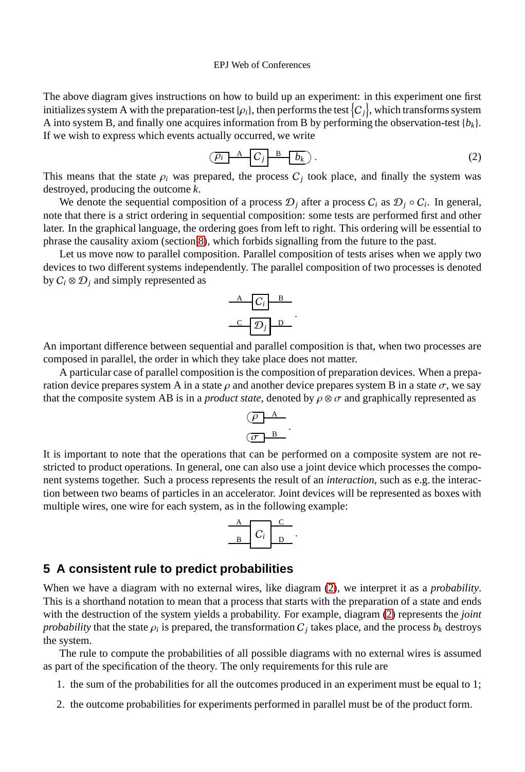The above diagram gives instructions on how to build up an experiment: in this experiment one first initializes system A with the preparation-test $\{\rho_i\}$, then performs the test $\{C_j\}$, which transforms system A into system B, and finally one acquires information from B by performing the observation-test $\{b_k\}$. If we wish to express which events actually occurred, we write

$$(\rho_i| \xrightarrow{\text{A}} \boxed{C_j} \xrightarrow{\text{B}} |b_k) \,. \tag{2}$$

This means that the state $\rho_i$ was prepared, the process $C_j$ took place, and finally the system was destroyed, producing the outcome $k$.

We denote the sequential composition of a process $\mathcal{D}_j$ after a process $C_i$ as $\mathcal{D}_j \circ C_i$. In general, note that there is a strict ordering in sequential composition: some tests are performed first and other later. In the graphical language, the ordering goes from left to right. This ordering will be essential to phrase the causality axiom (section 8), which forbids signalling from the future to the past.

Let us move now to parallel composition. Parallel composition of tests arises when we apply two devices to two different systems independently. The parallel composition of two processes is denoted by $C_i \otimes \mathcal{D}_j$ and simply represented as

$$\begin{array}{c} \xrightarrow{\text{A}} \boxed{C_i} \xrightarrow{\text{B}} \\ \xrightarrow{\text{C}} \boxed{\mathcal{D}_j} \xrightarrow{\text{D}} \end{array} .$$

An important difference between sequential and parallel composition is that, when two processes are composed in parallel, the order in which they take place does not matter.

A particular case of parallel composition is the composition of preparation devices. When a preparation device prepares system A in a state $\rho$ and another device prepares system B in a state $\sigma$, we say that the composite system AB is in a *product state*, denoted by $\rho \otimes \sigma$ and graphically represented as

$$\begin{array}{c} (\rho| \xrightarrow{\text{A}} \\ (\sigma| \xrightarrow{\text{B}} \end{array} .$$

It is important to note that the operations that can be performed on a composite system are not restricted to product operations. In general, one can also use a joint device which processes the component systems together. Such a process represents the result of an *interaction*, such as e.g. the interaction between two beams of particles in an accelerator. Joint devices will be represented as boxes with multiple wires, one wire for each system, as in the following example:

$$\begin{array}{c} \xrightarrow{\text{A}} \\ \xrightarrow{\text{B}} \end{array} \boxed{C_i} \begin{array}{c} \xrightarrow{\text{C}} \\ \xrightarrow{\text{D}} \end{array} .$$

## 5 A consistent rule to predict probabilities

When we have a diagram with no external wires, like diagram (2), we interpret it as a *probability*. This is a shorthand notation to mean that a process that starts with the preparation of a state and ends with the destruction of the system yields a probability. For example, diagram (2) represents the *joint probability* that the state $\rho_i$ is prepared, the transformation $C_j$ takes place, and the process $b_k$ destroys the system.

The rule to compute the probabilities of all possible diagrams with no external wires is assumed as part of the specification of the theory. The only requirements for this rule are

1. the sum of the probabilities for all the outcomes produced in an experiment must be equal to 1;
2. the outcome probabilities for experiments performed in parallel must be of the product form.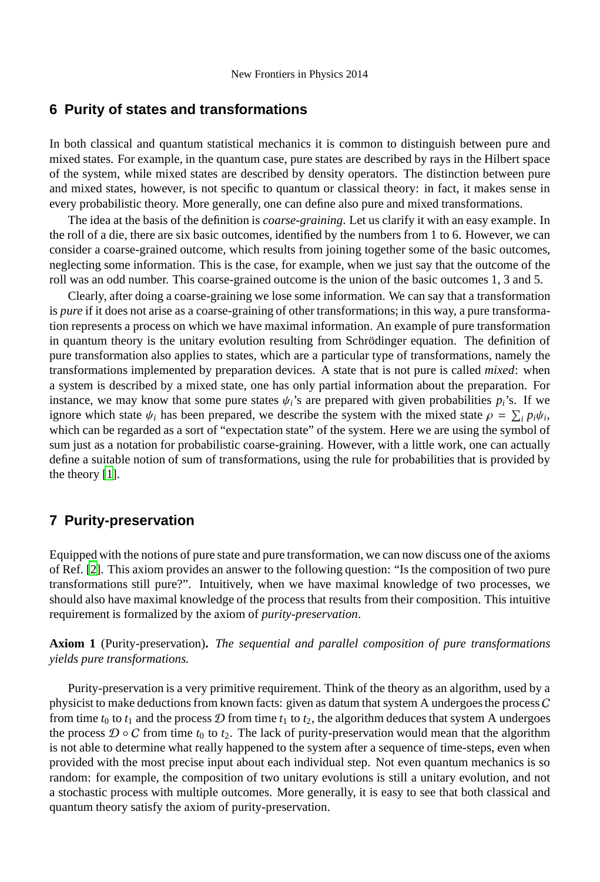## 6 Purity of states and transformations

In both classical and quantum statistical mechanics it is common to distinguish between pure and mixed states. For example, in the quantum case, pure states are described by rays in the Hilbert space of the system, while mixed states are described by density operators. The distinction between pure and mixed states, however, is not specific to quantum or classical theory: in fact, it makes sense in every probabilistic theory. More generally, one can define also pure and mixed transformations.

The idea at the basis of the definition is *coarse-graining*. Let us clarify it with an easy example. In the roll of a die, there are six basic outcomes, identified by the numbers from 1 to 6. However, we can consider a coarse-grained outcome, which results from joining together some of the basic outcomes, neglecting some information. This is the case, for example, when we just say that the outcome of the roll was an odd number. This coarse-grained outcome is the union of the basic outcomes 1, 3 and 5.

Clearly, after doing a coarse-graining we lose some information. We can say that a transformation is *pure* if it does not arise as a coarse-graining of other transformations; in this way, a pure transformation represents a process on which we have maximal information. An example of pure transformation in quantum theory is the unitary evolution resulting from Schrödinger equation. The definition of pure transformation also applies to states, which are a particular type of transformations, namely the transformations implemented by preparation devices. A state that is not pure is called *mixed*: when a system is described by a mixed state, one has only partial information about the preparation. For instance, we may know that some pure states $\psi_i$'s are prepared with given probabilities $p_i$'s. If we ignore which state $\psi_i$ has been prepared, we describe the system with the mixed state $\rho = \sum_i p_i \psi_i$, which can be regarded as a sort of "expectation state" of the system. Here we are using the symbol of sum just as a notation for probabilistic coarse-graining. However, with a little work, one can actually define a suitable notion of sum of transformations, using the rule for probabilities that is provided by the theory [1].

## 7 Purity-preservation

Equipped with the notions of pure state and pure transformation, we can now discuss one of the axioms of Ref. [2]. This axiom provides an answer to the following question: "Is the composition of two pure transformations still pure?". Intuitively, when we have maximal knowledge of two processes, we should also have maximal knowledge of the process that results from their composition. This intuitive requirement is formalized by the axiom of *purity-preservation*.

**Axiom 1** (Purity-preservation)**.** *The sequential and parallel composition of pure transformations yields pure transformations.*

Purity-preservation is a very primitive requirement. Think of the theory as an algorithm, used by a physicist to make deductions from known facts: given as datum that system A undergoes the process $\mathcal{C}$ from time $t_0$ to $t_1$ and the process $\mathcal{D}$ from time $t_1$ to $t_2$, the algorithm deduces that system A undergoes the process $\mathcal{D} \circ \mathcal{C}$ from time $t_0$ to $t_2$. The lack of purity-preservation would mean that the algorithm is not able to determine what really happened to the system after a sequence of time-steps, even when provided with the most precise input about each individual step. Not even quantum mechanics is so random: for example, the composition of two unitary evolutions is still a unitary evolution, and not a stochastic process with multiple outcomes. More generally, it is easy to see that both classical and quantum theory satisfy the axiom of purity-preservation.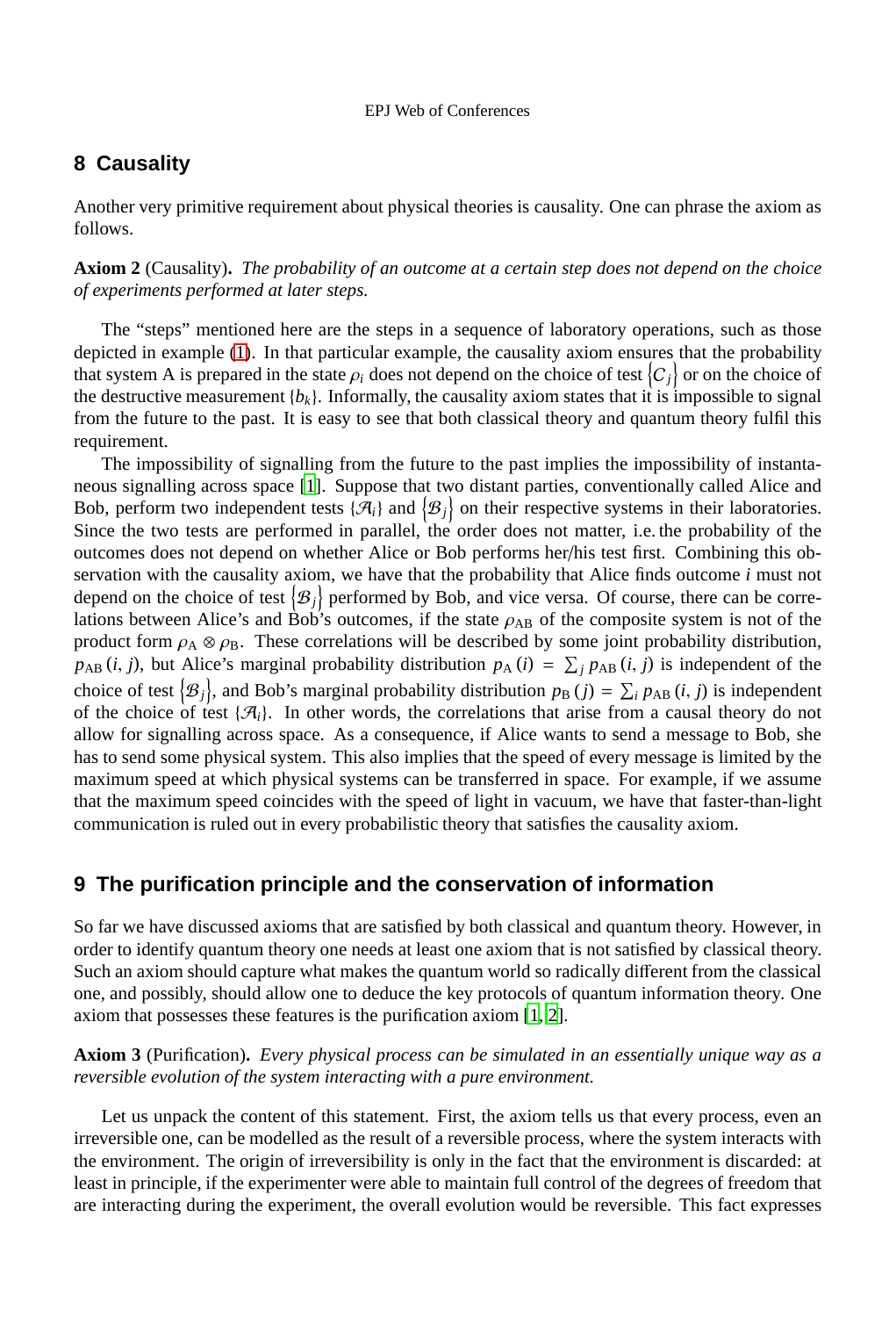## 8 Causality

Another very primitive requirement about physical theories is causality. One can phrase the axiom as follows.

**Axiom 2** (Causality)**.** *The probability of an outcome at a certain step does not depend on the choice of experiments performed at later steps.*

The "steps" mentioned here are the steps in a sequence of laboratory operations, such as those depicted in example (1). In that particular example, the causality axiom ensures that the probability that system A is prepared in the state $\rho_i$ does not depend on the choice of test $\{C_j\}$ or on the choice of the destructive measurement $\{b_k\}$. Informally, the causality axiom states that it is impossible to signal from the future to the past. It is easy to see that both classical theory and quantum theory fulfil this requirement.

The impossibility of signalling from the future to the past implies the impossibility of instantaneous signalling across space [1]. Suppose that two distant parties, conventionally called Alice and Bob, perform two independent tests $\{\mathcal{A}_i\}$ and $\{\mathcal{B}_j\}$ on their respective systems in their laboratories. Since the two tests are performed in parallel, the order does not matter, i.e. the probability of the outcomes does not depend on whether Alice or Bob performs her/his test first. Combining this observation with the causality axiom, we have that the probability that Alice finds outcome $i$ must not depend on the choice of test $\{\mathcal{B}_j\}$ performed by Bob, and vice versa. Of course, there can be correlations between Alice's and Bob's outcomes, if the state $\rho_{\rm AB}$ of the composite system is not of the product form $\rho_{\rm A} \otimes \rho_{\rm B}$. These correlations will be described by some joint probability distribution, $p_{\rm AB}(i, j)$, but Alice's marginal probability distribution $p_{\rm A}(i) = \sum_j p_{\rm AB}(i, j)$ is independent of the choice of test $\{\mathcal{B}_j\}$, and Bob's marginal probability distribution $p_{\rm B}(j) = \sum_i p_{\rm AB}(i, j)$ is independent of the choice of test $\{\mathcal{A}_i\}$. In other words, the correlations that arise from a causal theory do not allow for signalling across space. As a consequence, if Alice wants to send a message to Bob, she has to send some physical system. This also implies that the speed of every message is limited by the maximum speed at which physical systems can be transferred in space. For example, if we assume that the maximum speed coincides with the speed of light in vacuum, we have that faster-than-light communication is ruled out in every probabilistic theory that satisfies the causality axiom.

## 9 The purification principle and the conservation of information

So far we have discussed axioms that are satisfied by both classical and quantum theory. However, in order to identify quantum theory one needs at least one axiom that is not satisfied by classical theory. Such an axiom should capture what makes the quantum world so radically different from the classical one, and possibly, should allow one to deduce the key protocols of quantum information theory. One axiom that possesses these features is the purification axiom [1, 2].

**Axiom 3** (Purification)**.** *Every physical process can be simulated in an essentially unique way as a reversible evolution of the system interacting with a pure environment.*

Let us unpack the content of this statement. First, the axiom tells us that every process, even an irreversible one, can be modelled as the result of a reversible process, where the system interacts with the environment. The origin of irreversibility is only in the fact that the environment is discarded: at least in principle, if the experimenter were able to maintain full control of the degrees of freedom that are interacting during the experiment, the overall evolution would be reversible. This fact expresses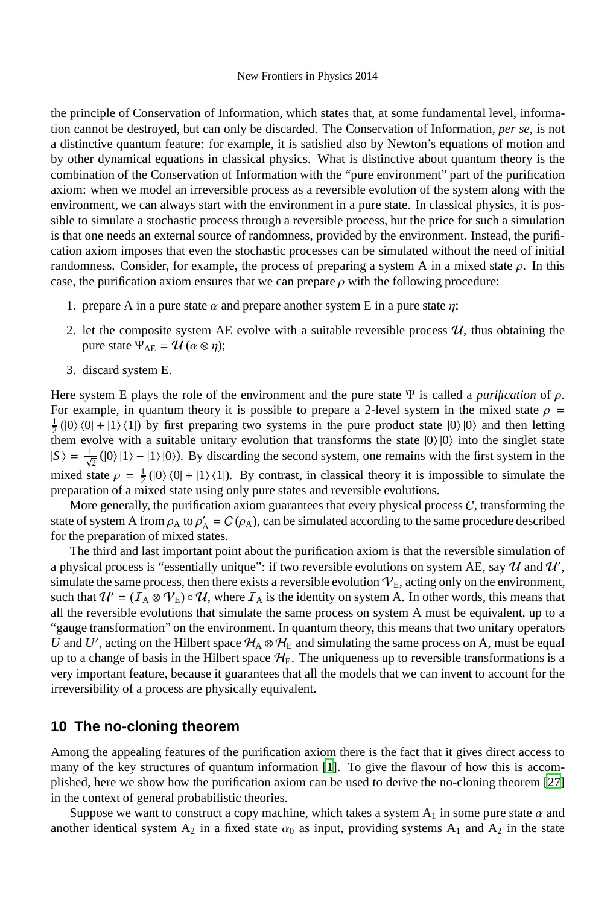the principle of Conservation of Information, which states that, at some fundamental level, information cannot be destroyed, but can only be discarded. The Conservation of Information, *per se*, is not a distinctive quantum feature: for example, it is satisfied also by Newton's equations of motion and by other dynamical equations in classical physics. What is distinctive about quantum theory is the combination of the Conservation of Information with the "pure environment" part of the purification axiom: when we model an irreversible process as a reversible evolution of the system along with the environment, we can always start with the environment in a pure state. In classical physics, it is possible to simulate a stochastic process through a reversible process, but the price for such a simulation is that one needs an external source of randomness, provided by the environment. Instead, the purification axiom imposes that even the stochastic processes can be simulated without the need of initial randomness. Consider, for example, the process of preparing a system A in a mixed state $\rho$. In this case, the purification axiom ensures that we can prepare $\rho$ with the following procedure:

1. prepare A in a pure state $\alpha$ and prepare another system E in a pure state $\eta$;
2. let the composite system AE evolve with a suitable reversible process $\mathcal{U}$, thus obtaining the pure state $\Psi_{\mathrm{AE}} = \mathcal{U}(\alpha \otimes \eta)$;
3. discard system E.

Here system E plays the role of the environment and the pure state $\Psi$ is called a *purification* of $\rho$. For example, in quantum theory it is possible to prepare a 2-level system in the mixed state $\rho = \frac{1}{2}(|0\rangle\langle 0| + |1\rangle\langle 1|)$ by first preparing two systems in the pure product state $|0\rangle|0\rangle$ and then letting them evolve with a suitable unitary evolution that transforms the state $|0\rangle|0\rangle$ into the singlet state $|S\rangle = \frac{1}{\sqrt{2}}(|0\rangle|1\rangle - |1\rangle|0\rangle)$. By discarding the second system, one remains with the first system in the mixed state $\rho = \frac{1}{2}(|0\rangle\langle 0| + |1\rangle\langle 1|)$. By contrast, in classical theory it is impossible to simulate the preparation of a mixed state using only pure states and reversible evolutions.

More generally, the purification axiom guarantees that every physical process $C$, transforming the state of system A from $\rho_{\mathrm{A}}$ to $\rho'_{\mathrm{A}} = C(\rho_{\mathrm{A}})$, can be simulated according to the same procedure described for the preparation of mixed states.

The third and last important point about the purification axiom is that the reversible simulation of a physical process is "essentially unique": if two reversible evolutions on system AE, say $\mathcal{U}$ and $\mathcal{U}'$, simulate the same process, then there exists a reversible evolution $\mathcal{V}_{\mathrm{E}}$, acting only on the environment, such that $\mathcal{U}' = (\mathcal{I}_{\mathrm{A}} \otimes \mathcal{V}_{\mathrm{E}}) \circ \mathcal{U}$, where $\mathcal{I}_{\mathrm{A}}$ is the identity on system A. In other words, this means that all the reversible evolutions that simulate the same process on system A must be equivalent, up to a "gauge transformation" on the environment. In quantum theory, this means that two unitary operators $U$ and $U'$, acting on the Hilbert space $\mathcal{H}_{\mathrm{A}} \otimes \mathcal{H}_{\mathrm{E}}$ and simulating the same process on A, must be equal up to a change of basis in the Hilbert space $\mathcal{H}_{\mathrm{E}}$. The uniqueness up to reversible transformations is a very important feature, because it guarantees that all the models that we can invent to account for the irreversibility of a process are physically equivalent.

## 10 The no-cloning theorem

Among the appealing features of the purification axiom there is the fact that it gives direct access to many of the key structures of quantum information [1]. To give the flavour of how this is accomplished, here we show how the purification axiom can be used to derive the no-cloning theorem [27] in the context of general probabilistic theories.

Suppose we want to construct a copy machine, which takes a system $\mathrm{A}_1$ in some pure state $\alpha$ and another identical system $\mathrm{A}_2$ in a fixed state $\alpha_0$ as input, providing systems $\mathrm{A}_1$ and $\mathrm{A}_2$ in the state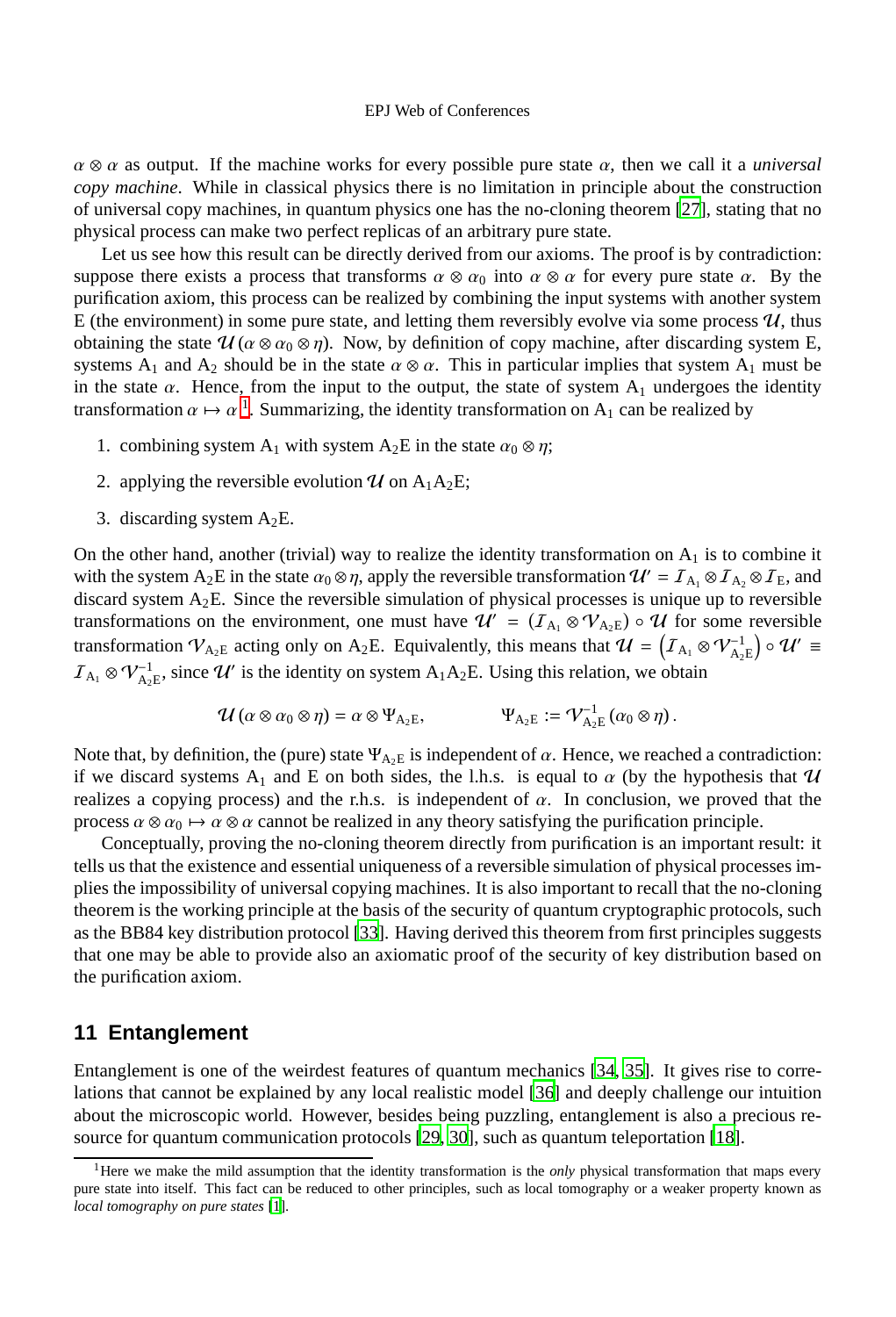$\alpha \otimes \alpha$ as output. If the machine works for every possible pure state $\alpha$, then we call it a *universal copy machine*. While in classical physics there is no limitation in principle about the construction of universal copy machines, in quantum physics one has the no-cloning theorem [27], stating that no physical process can make two perfect replicas of an arbitrary pure state.

Let us see how this result can be directly derived from our axioms. The proof is by contradiction: suppose there exists a process that transforms $\alpha \otimes \alpha_0$ into $\alpha \otimes \alpha$ for every pure state $\alpha$. By the purification axiom, this process can be realized by combining the input systems with another system E (the environment) in some pure state, and letting them reversibly evolve via some process $\mathcal{U}$, thus obtaining the state $\mathcal{U}(\alpha \otimes \alpha_0 \otimes \eta)$. Now, by definition of copy machine, after discarding system E, systems $A_1$ and $A_2$ should be in the state $\alpha \otimes \alpha$. This in particular implies that system $A_1$ must be in the state $\alpha$. Hence, from the input to the output, the state of system $A_1$ undergoes the identity transformation $\alpha \mapsto \alpha$ [1]. Summarizing, the identity transformation on $A_1$ can be realized by

1. combining system $A_1$ with system $A_2E$ in the state $\alpha_0 \otimes \eta$;
2. applying the reversible evolution $\mathcal{U}$ on $A_1A_2E$;
3. discarding system $A_2E$.

On the other hand, another (trivial) way to realize the identity transformation on $A_1$ is to combine it with the system $A_2E$ in the state $\alpha_0 \otimes \eta$, apply the reversible transformation $\mathcal{U}' = \mathcal{I}_{A_1} \otimes \mathcal{I}_{A_2} \otimes \mathcal{I}_E$, and discard system $A_2E$. Since the reversible simulation of physical processes is unique up to reversible transformations on the environment, one must have $\mathcal{U}' = (\mathcal{I}_{A_1} \otimes \mathcal{V}_{A_2E}) \circ \mathcal{U}$ for some reversible transformation $\mathcal{V}_{A_2E}$ acting only on $A_2E$. Equivalently, this means that $\mathcal{U} = \left(\mathcal{I}_{A_1} \otimes \mathcal{V}^{-1}_{A_2E}\right) \circ \mathcal{U}' \equiv \mathcal{I}_{A_1} \otimes \mathcal{V}^{-1}_{A_2E}$, since $\mathcal{U}'$ is the identity on system $A_1A_2E$. Using this relation, we obtain

$$\mathcal{U}(\alpha \otimes \alpha_0 \otimes \eta) = \alpha \otimes \Psi_{A_2E}, \qquad \Psi_{A_2E} := \mathcal{V}^{-1}_{A_2E}(\alpha_0 \otimes \eta).$$

Note that, by definition, the (pure) state $\Psi_{A_2E}$ is independent of $\alpha$. Hence, we reached a contradiction: if we discard systems $A_1$ and E on both sides, the l.h.s. is equal to $\alpha$ (by the hypothesis that $\mathcal{U}$ realizes a copying process) and the r.h.s. is independent of $\alpha$. In conclusion, we proved that the process $\alpha \otimes \alpha_0 \mapsto \alpha \otimes \alpha$ cannot be realized in any theory satisfying the purification principle.

Conceptually, proving the no-cloning theorem directly from purification is an important result: it tells us that the existence and essential uniqueness of a reversible simulation of physical processes implies the impossibility of universal copying machines. It is also important to recall that the no-cloning theorem is the working principle at the basis of the security of quantum cryptographic protocols, such as the BB84 key distribution protocol [33]. Having derived this theorem from first principles suggests that one may be able to provide also an axiomatic proof of the security of key distribution based on the purification axiom.

## 11 Entanglement

Entanglement is one of the weirdest features of quantum mechanics [34, 35]. It gives rise to correlations that cannot be explained by any local realistic model [36] and deeply challenge our intuition about the microscopic world. However, besides being puzzling, entanglement is also a precious resource for quantum communication protocols [29, 30], such as quantum teleportation [18].

[1] Here we make the mild assumption that the identity transformation is the *only* physical transformation that maps every pure state into itself. This fact can be reduced to other principles, such as local tomography or a weaker property known as *local tomography on pure states* [1].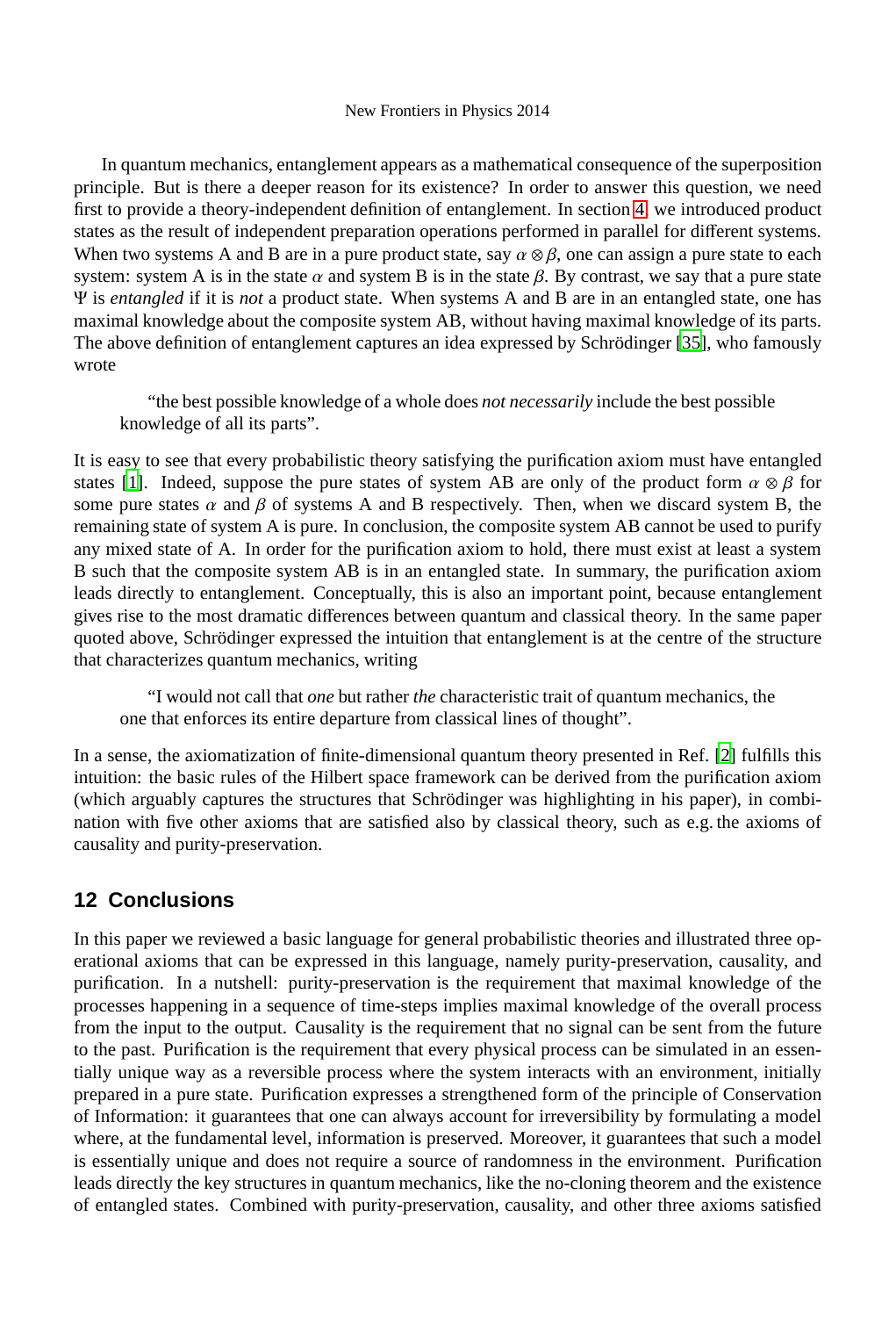In quantum mechanics, entanglement appears as a mathematical consequence of the superposition principle. But is there a deeper reason for its existence? In order to answer this question, we need first to provide a theory-independent definition of entanglement. In section 4 we introduced product states as the result of independent preparation operations performed in parallel for different systems. When two systems A and B are in a pure product state, say $\alpha \otimes \beta$, one can assign a pure state to each system: system A is in the state $\alpha$ and system B is in the state $\beta$. By contrast, we say that a pure state $\Psi$ is *entangled* if it is *not* a product state. When systems A and B are in an entangled state, one has maximal knowledge about the composite system AB, without having maximal knowledge of its parts. The above definition of entanglement captures an idea expressed by Schrödinger [35], who famously wrote

> "the best possible knowledge of a whole does *not necessarily* include the best possible knowledge of all its parts".

It is easy to see that every probabilistic theory satisfying the purification axiom must have entangled states [1]. Indeed, suppose the pure states of system AB are only of the product form $\alpha \otimes \beta$ for some pure states $\alpha$ and $\beta$ of systems A and B respectively. Then, when we discard system B, the remaining state of system A is pure. In conclusion, the composite system AB cannot be used to purify any mixed state of A. In order for the purification axiom to hold, there must exist at least a system B such that the composite system AB is in an entangled state. In summary, the purification axiom leads directly to entanglement. Conceptually, this is also an important point, because entanglement gives rise to the most dramatic differences between quantum and classical theory. In the same paper quoted above, Schrödinger expressed the intuition that entanglement is at the centre of the structure that characterizes quantum mechanics, writing

> "I would not call that *one* but rather *the* characteristic trait of quantum mechanics, the one that enforces its entire departure from classical lines of thought".

In a sense, the axiomatization of finite-dimensional quantum theory presented in Ref. [2] fulfills this intuition: the basic rules of the Hilbert space framework can be derived from the purification axiom (which arguably captures the structures that Schrödinger was highlighting in his paper), in combination with five other axioms that are satisfied also by classical theory, such as e.g. the axioms of causality and purity-preservation.

## 12 Conclusions

In this paper we reviewed a basic language for general probabilistic theories and illustrated three operational axioms that can be expressed in this language, namely purity-preservation, causality, and purification. In a nutshell: purity-preservation is the requirement that maximal knowledge of the processes happening in a sequence of time-steps implies maximal knowledge of the overall process from the input to the output. Causality is the requirement that no signal can be sent from the future to the past. Purification is the requirement that every physical process can be simulated in an essentially unique way as a reversible process where the system interacts with an environment, initially prepared in a pure state. Purification expresses a strengthened form of the principle of Conservation of Information: it guarantees that one can always account for irreversibility by formulating a model where, at the fundamental level, information is preserved. Moreover, it guarantees that such a model is essentially unique and does not require a source of randomness in the environment. Purification leads directly the key structures in quantum mechanics, like the no-cloning theorem and the existence of entangled states. Combined with purity-preservation, causality, and other three axioms satisfied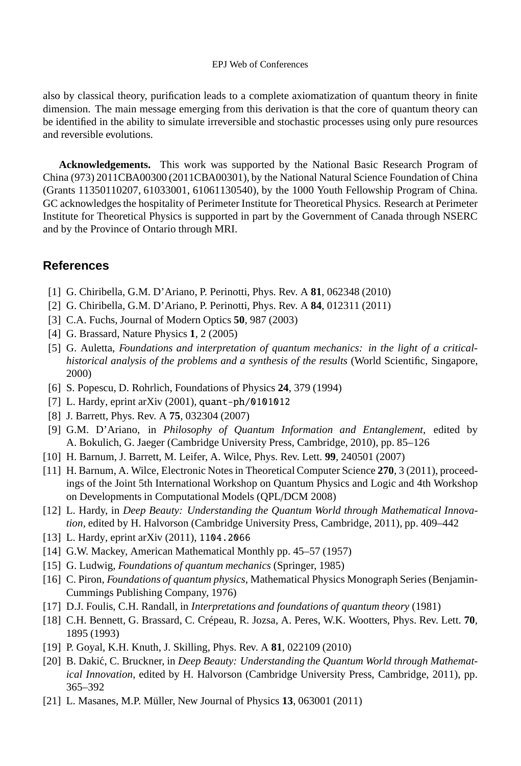also by classical theory, purification leads to a complete axiomatization of quantum theory in finite dimension. The main message emerging from this derivation is that the core of quantum theory can be identified in the ability to simulate irreversible and stochastic processes using only pure resources and reversible evolutions.

**Acknowledgements.** This work was supported by the National Basic Research Program of China (973) 2011CBA00300 (2011CBA00301), by the National Natural Science Foundation of China (Grants 11350110207, 61033001, 61061130540), by the 1000 Youth Fellowship Program of China. GC acknowledges the hospitality of Perimeter Institute for Theoretical Physics. Research at Perimeter Institute for Theoretical Physics is supported in part by the Government of Canada through NSERC and by the Province of Ontario through MRI.

## References

[1] G. Chiribella, G.M. D'Ariano, P. Perinotti, Phys. Rev. A **81**, 062348 (2010)

[2] G. Chiribella, G.M. D'Ariano, P. Perinotti, Phys. Rev. A **84**, 012311 (2011)

[3] C.A. Fuchs, Journal of Modern Optics **50**, 987 (2003)

[4] G. Brassard, Nature Physics **1**, 2 (2005)

[5] G. Auletta, *Foundations and interpretation of quantum mechanics: in the light of a critical-historical analysis of the problems and a synthesis of the results* (World Scientific, Singapore, 2000)

[6] S. Popescu, D. Rohrlich, Foundations of Physics **24**, 379 (1994)

[7] L. Hardy, eprint arXiv (2001), `quant-ph/0101012`

[8] J. Barrett, Phys. Rev. A **75**, 032304 (2007)

[9] G.M. D'Ariano, in *Philosophy of Quantum Information and Entanglement*, edited by A. Bokulich, G. Jaeger (Cambridge University Press, Cambridge, 2010), pp. 85–126

[10] H. Barnum, J. Barrett, M. Leifer, A. Wilce, Phys. Rev. Lett. **99**, 240501 (2007)

[11] H. Barnum, A. Wilce, Electronic Notes in Theoretical Computer Science **270**, 3 (2011), proceedings of the Joint 5th International Workshop on Quantum Physics and Logic and 4th Workshop on Developments in Computational Models (QPL/DCM 2008)

[12] L. Hardy, in *Deep Beauty: Understanding the Quantum World through Mathematical Innovation*, edited by H. Halvorson (Cambridge University Press, Cambridge, 2011), pp. 409–442

[13] L. Hardy, eprint arXiv (2011), `1104.2066`

[14] G.W. Mackey, American Mathematical Monthly pp. 45–57 (1957)

[15] G. Ludwig, *Foundations of quantum mechanics* (Springer, 1985)

[16] C. Piron, *Foundations of quantum physics*, Mathematical Physics Monograph Series (Benjamin-Cummings Publishing Company, 1976)

[17] D.J. Foulis, C.H. Randall, in *Interpretations and foundations of quantum theory* (1981)

[18] C.H. Bennett, G. Brassard, C. Crépeau, R. Jozsa, A. Peres, W.K. Wootters, Phys. Rev. Lett. **70**, 1895 (1993)

[19] P. Goyal, K.H. Knuth, J. Skilling, Phys. Rev. A **81**, 022109 (2010)

[20] B. Dakić, C. Bruckner, in *Deep Beauty: Understanding the Quantum World through Mathematical Innovation*, edited by H. Halvorson (Cambridge University Press, Cambridge, 2011), pp. 365–392

[21] L. Masanes, M.P. Müller, New Journal of Physics **13**, 063001 (2011)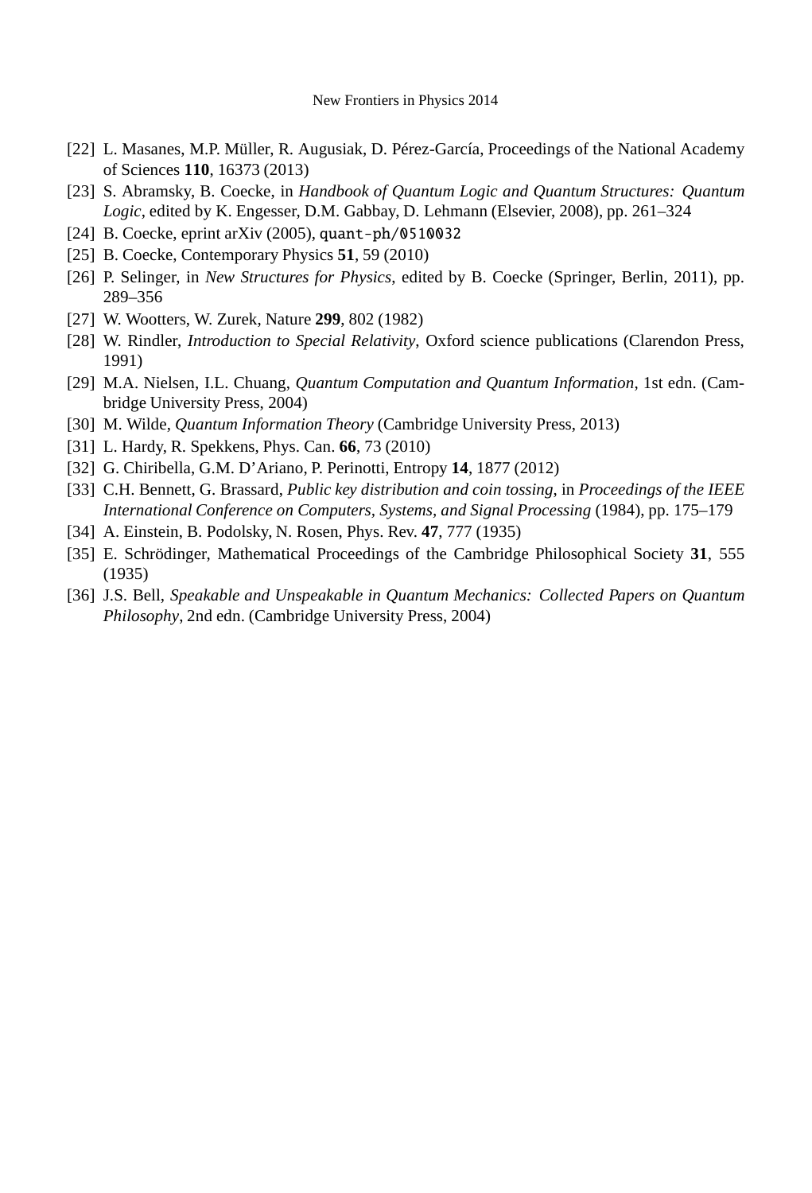[22] L. Masanes, M.P. Müller, R. Augusiak, D. Pérez-García, Proceedings of the National Academy of Sciences **110**, 16373 (2013)

[23] S. Abramsky, B. Coecke, in *Handbook of Quantum Logic and Quantum Structures: Quantum Logic*, edited by K. Engesser, D.M. Gabbay, D. Lehmann (Elsevier, 2008), pp. 261–324

[24] B. Coecke, eprint arXiv (2005), `quant-ph/0510032`

[25] B. Coecke, Contemporary Physics **51**, 59 (2010)

[26] P. Selinger, in *New Structures for Physics*, edited by B. Coecke (Springer, Berlin, 2011), pp. 289–356

[27] W. Wootters, W. Zurek, Nature **299**, 802 (1982)

[28] W. Rindler, *Introduction to Special Relativity*, Oxford science publications (Clarendon Press, 1991)

[29] M.A. Nielsen, I.L. Chuang, *Quantum Computation and Quantum Information*, 1st edn. (Cambridge University Press, 2004)

[30] M. Wilde, *Quantum Information Theory* (Cambridge University Press, 2013)

[31] L. Hardy, R. Spekkens, Phys. Can. **66**, 73 (2010)

[32] G. Chiribella, G.M. D'Ariano, P. Perinotti, Entropy **14**, 1877 (2012)

[33] C.H. Bennett, G. Brassard, *Public key distribution and coin tossing*, in *Proceedings of the IEEE International Conference on Computers, Systems, and Signal Processing* (1984), pp. 175–179

[34] A. Einstein, B. Podolsky, N. Rosen, Phys. Rev. **47**, 777 (1935)

[35] E. Schrödinger, Mathematical Proceedings of the Cambridge Philosophical Society **31**, 555 (1935)

[36] J.S. Bell, *Speakable and Unspeakable in Quantum Mechanics: Collected Papers on Quantum Philosophy*, 2nd edn. (Cambridge University Press, 2004)